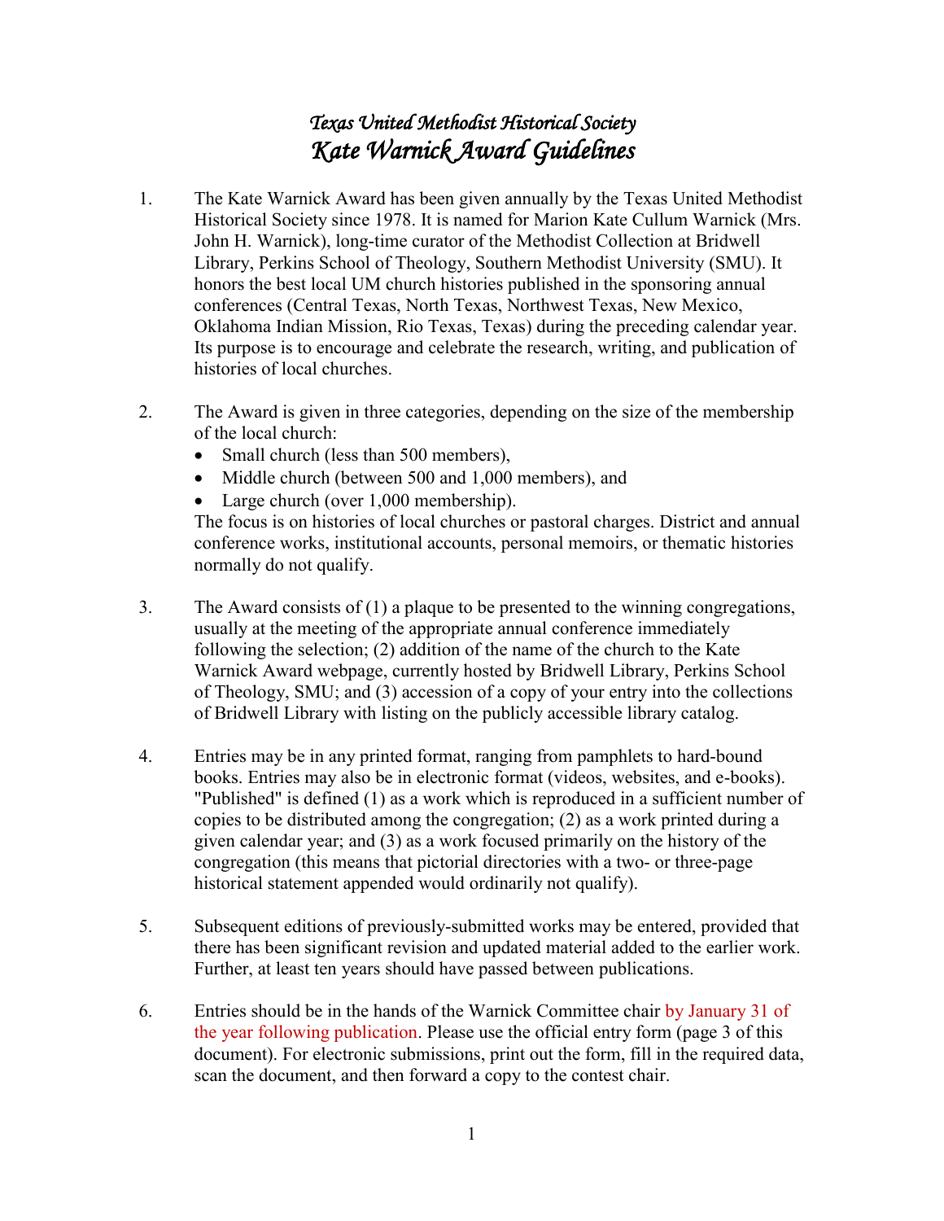# *Texas United Methodist Historical Society*
# *Kate Warnick Award Guidelines*

1. The Kate Warnick Award has been given annually by the Texas United Methodist Historical Society since 1978. It is named for Marion Kate Cullum Warnick (Mrs. John H. Warnick), long-time curator of the Methodist Collection at Bridwell Library, Perkins School of Theology, Southern Methodist University (SMU). It honors the best local UM church histories published in the sponsoring annual conferences (Central Texas, North Texas, Northwest Texas, New Mexico, Oklahoma Indian Mission, Rio Texas, Texas) during the preceding calendar year. Its purpose is to encourage and celebrate the research, writing, and publication of histories of local churches.

2. The Award is given in three categories, depending on the size of the membership of the local church:
   - Small church (less than 500 members),
   - Middle church (between 500 and 1,000 members), and
   - Large church (over 1,000 membership).

   The focus is on histories of local churches or pastoral charges. District and annual conference works, institutional accounts, personal memoirs, or thematic histories normally do not qualify.

3. The Award consists of (1) a plaque to be presented to the winning congregations, usually at the meeting of the appropriate annual conference immediately following the selection; (2) addition of the name of the church to the Kate Warnick Award webpage, currently hosted by Bridwell Library, Perkins School of Theology, SMU; and (3) accession of a copy of your entry into the collections of Bridwell Library with listing on the publicly accessible library catalog.

4. Entries may be in any printed format, ranging from pamphlets to hard-bound books. Entries may also be in electronic format (videos, websites, and e-books). "Published" is defined (1) as a work which is reproduced in a sufficient number of copies to be distributed among the congregation; (2) as a work printed during a given calendar year; and (3) as a work focused primarily on the history of the congregation (this means that pictorial directories with a two- or three-page historical statement appended would ordinarily not qualify).

5. Subsequent editions of previously-submitted works may be entered, provided that there has been significant revision and updated material added to the earlier work. Further, at least ten years should have passed between publications.

6. Entries should be in the hands of the Warnick Committee chair by January 31 of the year following publication. Please use the official entry form (page 3 of this document). For electronic submissions, print out the form, fill in the required data, scan the document, and then forward a copy to the contest chair.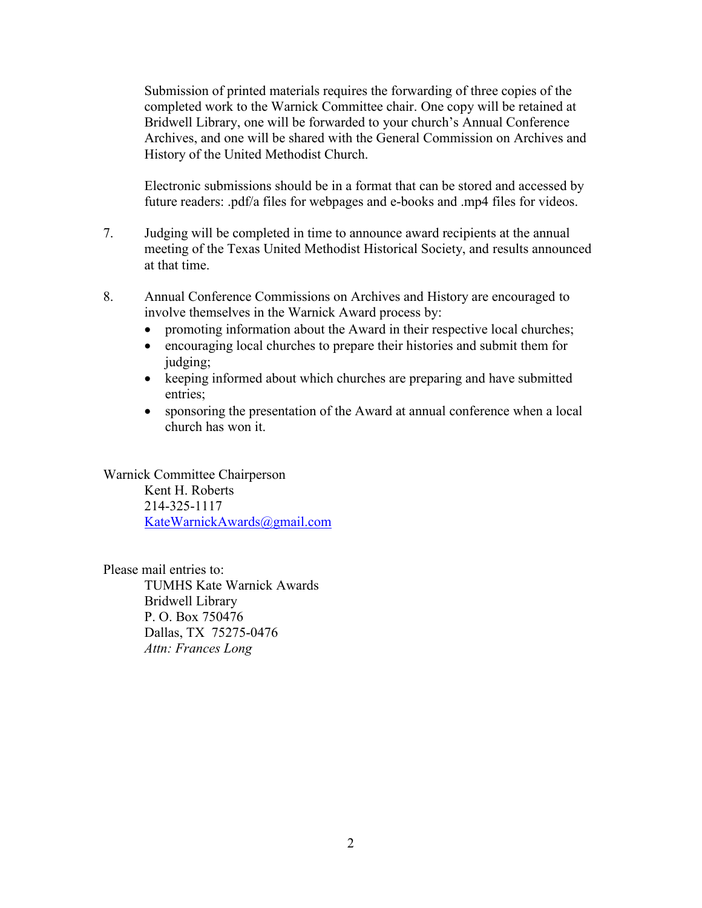Submission of printed materials requires the forwarding of three copies of the completed work to the Warnick Committee chair. One copy will be retained at Bridwell Library, one will be forwarded to your church's Annual Conference Archives, and one will be shared with the General Commission on Archives and History of the United Methodist Church.

Electronic submissions should be in a format that can be stored and accessed by future readers: .pdf/a files for webpages and e-books and .mp4 files for videos.

7. Judging will be completed in time to announce award recipients at the annual meeting of the Texas United Methodist Historical Society, and results announced at that time.

8. Annual Conference Commissions on Archives and History are encouraged to involve themselves in the Warnick Award process by:
   - promoting information about the Award in their respective local churches;
   - encouraging local churches to prepare their histories and submit them for judging;
   - keeping informed about which churches are preparing and have submitted entries;
   - sponsoring the presentation of the Award at annual conference when a local church has won it.

Warnick Committee Chairperson
Kent H. Roberts
214-325-1117
KateWarnickAwards@gmail.com

Please mail entries to:
TUMHS Kate Warnick Awards
Bridwell Library
P. O. Box 750476
Dallas, TX 75275-0476
*Attn: Frances Long*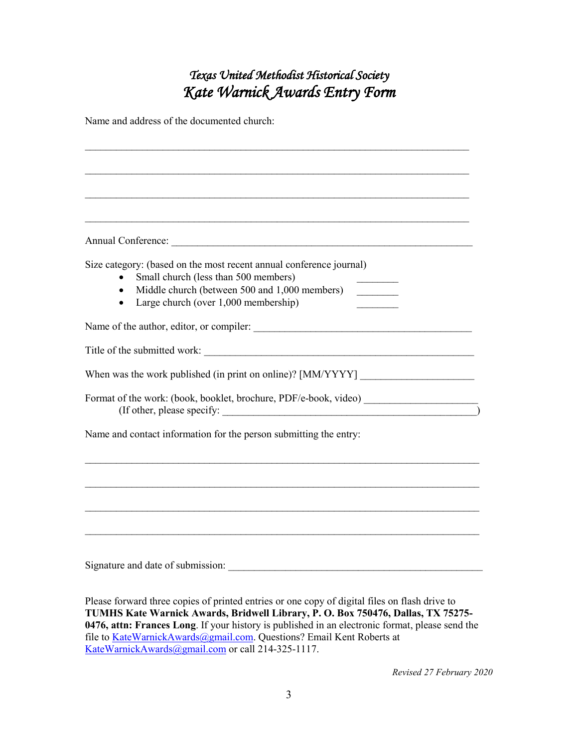# *Texas United Methodist Historical Society*

## *Kate Warnick Awards Entry Form*

Name and address of the documented church:

\_\_\_\_\_\_\_\_\_\_\_\_\_\_\_\_\_\_\_\_\_\_\_\_\_\_\_\_\_\_\_\_\_\_\_\_\_\_\_\_\_\_\_\_\_\_\_\_\_\_\_\_\_\_\_\_\_\_\_\_\_\_\_\_\_\_\_\_\_\_\_\_

\_\_\_\_\_\_\_\_\_\_\_\_\_\_\_\_\_\_\_\_\_\_\_\_\_\_\_\_\_\_\_\_\_\_\_\_\_\_\_\_\_\_\_\_\_\_\_\_\_\_\_\_\_\_\_\_\_\_\_\_\_\_\_\_\_\_\_\_\_\_\_\_

\_\_\_\_\_\_\_\_\_\_\_\_\_\_\_\_\_\_\_\_\_\_\_\_\_\_\_\_\_\_\_\_\_\_\_\_\_\_\_\_\_\_\_\_\_\_\_\_\_\_\_\_\_\_\_\_\_\_\_\_\_\_\_\_\_\_\_\_\_\_\_\_

\_\_\_\_\_\_\_\_\_\_\_\_\_\_\_\_\_\_\_\_\_\_\_\_\_\_\_\_\_\_\_\_\_\_\_\_\_\_\_\_\_\_\_\_\_\_\_\_\_\_\_\_\_\_\_\_\_\_\_\_\_\_\_\_\_\_\_\_\_\_\_\_

Annual Conference: \_\_\_\_\_\_\_\_\_\_\_\_\_\_\_\_\_\_\_\_\_\_\_\_\_\_\_\_\_\_\_\_\_\_\_\_\_\_\_\_\_\_\_\_\_\_\_\_\_\_\_\_\_\_\_\_\_\_

Size category: (based on the most recent annual conference journal)

- Small church (less than 500 members) \_\_\_\_\_\_\_\_
- Middle church (between 500 and 1,000 members) \_\_\_\_\_\_\_\_
- Large church (over 1,000 membership) \_\_\_\_\_\_\_\_

Name of the author, editor, or compiler: \_\_\_\_\_\_\_\_\_\_\_\_\_\_\_\_\_\_\_\_\_\_\_\_\_\_\_\_\_\_\_\_\_\_\_\_\_\_\_\_\_\_\_

Title of the submitted work: \_\_\_\_\_\_\_\_\_\_\_\_\_\_\_\_\_\_\_\_\_\_\_\_\_\_\_\_\_\_\_\_\_\_\_\_\_\_\_\_\_\_\_\_\_\_\_\_\_\_\_

When was the work published (in print on online)? [MM/YYYY] \_\_\_\_\_\_\_\_\_\_\_\_\_\_\_\_\_\_\_\_\_\_

Format of the work: (book, booklet, brochure, PDF/e-book, video) \_\_\_\_\_\_\_\_\_\_\_\_\_\_\_\_\_\_\_\_\_\_
(If other, please specify: \_\_\_\_\_\_\_\_\_\_\_\_\_\_\_\_\_\_\_\_\_\_\_\_\_\_\_\_\_\_\_\_\_\_\_\_\_\_\_\_\_\_\_\_\_\_\_\_\_\_)

Name and contact information for the person submitting the entry:

\_\_\_\_\_\_\_\_\_\_\_\_\_\_\_\_\_\_\_\_\_\_\_\_\_\_\_\_\_\_\_\_\_\_\_\_\_\_\_\_\_\_\_\_\_\_\_\_\_\_\_\_\_\_\_\_\_\_\_\_\_\_\_\_\_\_\_\_\_\_\_\_

\_\_\_\_\_\_\_\_\_\_\_\_\_\_\_\_\_\_\_\_\_\_\_\_\_\_\_\_\_\_\_\_\_\_\_\_\_\_\_\_\_\_\_\_\_\_\_\_\_\_\_\_\_\_\_\_\_\_\_\_\_\_\_\_\_\_\_\_\_\_\_\_

\_\_\_\_\_\_\_\_\_\_\_\_\_\_\_\_\_\_\_\_\_\_\_\_\_\_\_\_\_\_\_\_\_\_\_\_\_\_\_\_\_\_\_\_\_\_\_\_\_\_\_\_\_\_\_\_\_\_\_\_\_\_\_\_\_\_\_\_\_\_\_\_

\_\_\_\_\_\_\_\_\_\_\_\_\_\_\_\_\_\_\_\_\_\_\_\_\_\_\_\_\_\_\_\_\_\_\_\_\_\_\_\_\_\_\_\_\_\_\_\_\_\_\_\_\_\_\_\_\_\_\_\_\_\_\_\_\_\_\_\_\_\_\_\_

Signature and date of submission: \_\_\_\_\_\_\_\_\_\_\_\_\_\_\_\_\_\_\_\_\_\_\_\_\_\_\_\_\_\_\_\_\_\_\_\_\_\_\_\_\_\_\_\_\_\_\_\_

Please forward three copies of printed entries or one copy of digital files on flash drive to **TUMHS Kate Warnick Awards, Bridwell Library, P. O. Box 750476, Dallas, TX 75275-0476, attn: Frances Long**. If your history is published in an electronic format, please send the file to KateWarnickAwards@gmail.com. Questions? Email Kent Roberts at KateWarnickAwards@gmail.com or call 214-325-1117.

*Revised 27 February 2020*